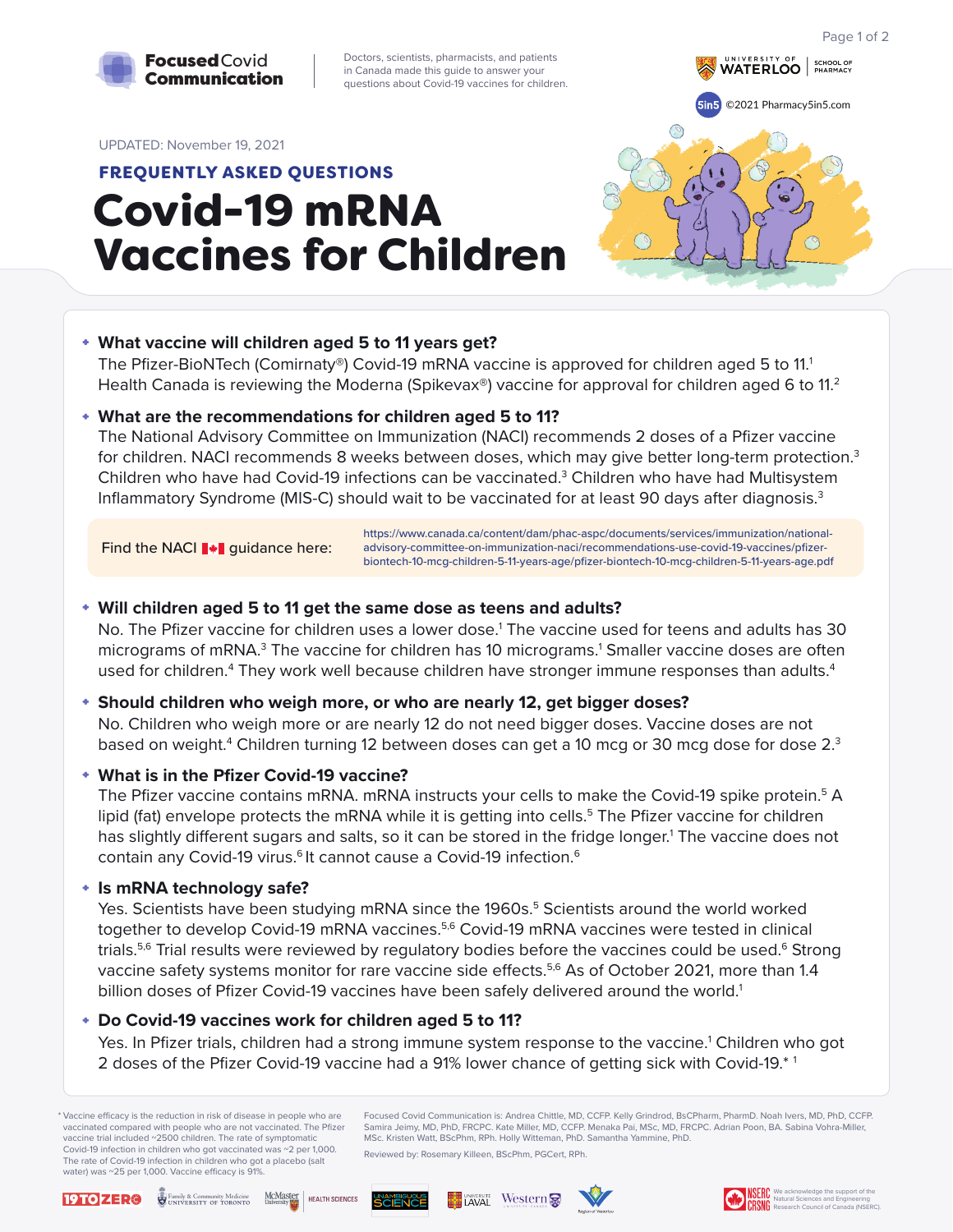**Focused Covid Communication**

Doctors, scientists, pharmacists, and patients in Canada made this guide to answer your questions about Covid-19 vaccines for children.

UNIVERSITY OF WATERLOO | SCHOOL OF PHARMACY

5in5 ©2021 Pharmacy5in5.com

UPDATED: November 19, 2021

FREQUENTLY ASKED QUESTIONS

# Covid-19 mRNA Vaccines for Children

### What vaccine will children aged 5 to 11 years get?

The Pfizer-BioNTech (Comirnaty®) Covid-19 mRNA vaccine is approved for children aged 5 to 11.[1] Health Canada is reviewing the Moderna (Spikevax®) vaccine for approval for children aged 6 to 11.[2]

### What are the recommendations for children aged 5 to 11?

The National Advisory Committee on Immunization (NACI) recommends 2 doses of a Pfizer vaccine for children. NACI recommends 8 weeks between doses, which may give better long-term protection.[3] Children who have had Covid-19 infections can be vaccinated.[3] Children who have had Multisystem Inflammatory Syndrome (MIS-C) should wait to be vaccinated for at least 90 days after diagnosis.[3]

Find the NACI guidance here: https://www.canada.ca/content/dam/phac-aspc/documents/services/immunization/national-advisory-committee-on-immunization-naci/recommendations-use-covid-19-vaccines/pfizer-biontech-10-mcg-children-5-11-years-age/pfizer-biontech-10-mcg-children-5-11-years-age.pdf

### Will children aged 5 to 11 get the same dose as teens and adults?

No. The Pfizer vaccine for children uses a lower dose.[1] The vaccine used for teens and adults has 30 micrograms of mRNA.[3] The vaccine for children has 10 micrograms.[1] Smaller vaccine doses are often used for children.[4] They work well because children have stronger immune responses than adults.[4]

### Should children who weigh more, or who are nearly 12, get bigger doses?

No. Children who weigh more or are nearly 12 do not need bigger doses. Vaccine doses are not based on weight.[4] Children turning 12 between doses can get a 10 mcg or 30 mcg dose for dose 2.[3]

### What is in the Pfizer Covid-19 vaccine?

The Pfizer vaccine contains mRNA. mRNA instructs your cells to make the Covid-19 spike protein.[5] A lipid (fat) envelope protects the mRNA while it is getting into cells.[5] The Pfizer vaccine for children has slightly different sugars and salts, so it can be stored in the fridge longer.[1] The vaccine does not contain any Covid-19 virus.[6] It cannot cause a Covid-19 infection.[6]

### Is mRNA technology safe?

Yes. Scientists have been studying mRNA since the 1960s.[5] Scientists around the world worked together to develop Covid-19 mRNA vaccines.[5,6] Covid-19 mRNA vaccines were tested in clinical trials.[5,6] Trial results were reviewed by regulatory bodies before the vaccines could be used.[6] Strong vaccine safety systems monitor for rare vaccine side effects.[5,6] As of October 2021, more than 1.4 billion doses of Pfizer Covid-19 vaccines have been safely delivered around the world.[1]

### Do Covid-19 vaccines work for children aged 5 to 11?

Yes. In Pfizer trials, children had a strong immune system response to the vaccine.[1] Children who got 2 doses of the Pfizer Covid-19 vaccine had a 91% lower chance of getting sick with Covid-19.*[1]

---

\* Vaccine efficacy is the reduction in risk of disease in people who are vaccinated compared with people who are not vaccinated. The Pfizer vaccine trial included ~2500 children. The rate of symptomatic Covid-19 infection in children who got vaccinated was ~2 per 1,000. The rate of Covid-19 infection in children who got a placebo (salt water) was ~25 per 1,000. Vaccine efficacy is 91%.

Focused Covid Communication is: Andrea Chittle, MD, CCFP. Kelly Grindrod, BScPharm, PharmD. Noah Ivers, MD, PhD, CCFP. Samira Jeimy, MD, PhD, FRCPC. Kate Miller, MD, CCFP. Menaka Pai, MSc, MD, FRCPC. Adrian Poon, BA. Sabina Vohra-Miller, MSc. Kristen Watt, BScPhm, RPh. Holly Witteman, PhD. Samantha Yammine, PhD.

Reviewed by: Rosemary Killeen, BScPhm, PGCert, RPh.

19TOZERO | Family & Community Medicine, University of Toronto | McMaster University Health Sciences | Unambiguous Science | Université Laval | Western | Region of Waterloo | NSERC CRSNG — We acknowledge the support of the Natural Sciences and Engineering Research Council of Canada (NSERC).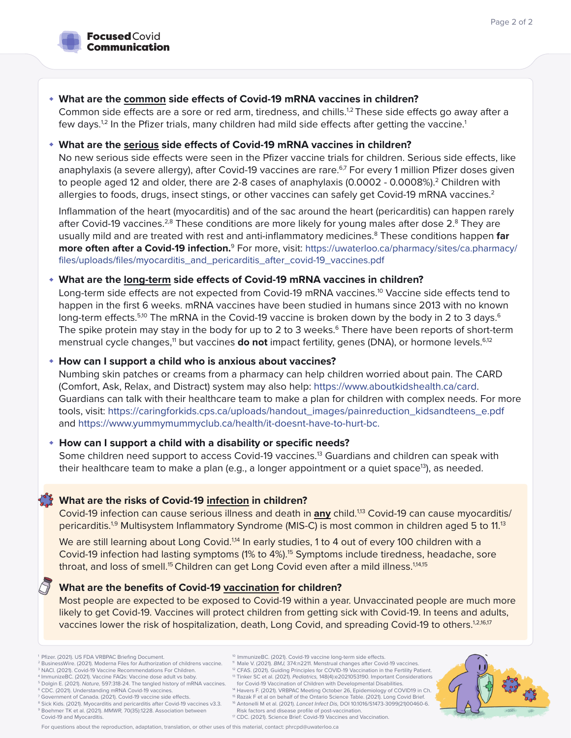- **What are the common side effects of Covid-19 mRNA vaccines in children?**
  Common side effects are a sore or red arm, tiredness, and chills.[1,2] These side effects go away after a few days.[1,2] In the Pfizer trials, many children had mild side effects after getting the vaccine.[1]

- **What are the serious side effects of Covid-19 mRNA vaccines in children?**
  No new serious side effects were seen in the Pfizer vaccine trials for children. Serious side effects, like anaphylaxis (a severe allergy), after Covid-19 vaccines are rare.[6,7] For every 1 million Pfizer doses given to people aged 12 and older, there are 2-8 cases of anaphylaxis (0.0002 - 0.0008%).[2] Children with allergies to foods, drugs, insect stings, or other vaccines can safely get Covid-19 mRNA vaccines.[2]

  Inflammation of the heart (myocarditis) and of the sac around the heart (pericarditis) can happen rarely after Covid-19 vaccines.[2,8] These conditions are more likely for young males after dose 2.[8] They are usually mild and are treated with rest and anti-inflammatory medicines.[8] These conditions happen **far more often after a Covid-19 infection.**[9] For more, visit: https://uwaterloo.ca/pharmacy/sites/ca.pharmacy/files/uploads/files/myocarditis_and_pericarditis_after_covid-19_vaccines.pdf

- **What are the long-term side effects of Covid-19 mRNA vaccines in children?**
  Long-term side effects are not expected from Covid-19 mRNA vaccines.[10] Vaccine side effects tend to happen in the first 6 weeks. mRNA vaccines have been studied in humans since 2013 with no known long-term effects.[5,10] The mRNA in the Covid-19 vaccine is broken down by the body in 2 to 3 days.[6] The spike protein may stay in the body for up to 2 to 3 weeks.[6] There have been reports of short-term menstrual cycle changes,[11] but vaccines **do not** impact fertility, genes (DNA), or hormone levels.[6,12]

- **How can I support a child who is anxious about vaccines?**
  Numbing skin patches or creams from a pharmacy can help children worried about pain. The CARD (Comfort, Ask, Relax, and Distract) system may also help: https://www.aboutkidshealth.ca/card. Guardians can talk with their healthcare team to make a plan for children with complex needs. For more tools, visit: https://caringforkids.cps.ca/uploads/handout_images/painreduction_kidsandteens_e.pdf and https://www.yummymummyclub.ca/health/it-doesnt-have-to-hurt-bc.

- **How can I support a child with a disability or specific needs?**
  Some children need support to access Covid-19 vaccines.[13] Guardians and children can speak with their healthcare team to make a plan (e.g., a longer appointment or a quiet space[13]), as needed.

**What are the risks of Covid-19 infection in children?**

Covid-19 infection can cause serious illness and death in **any** child.[1,13] Covid-19 can cause myocarditis/pericarditis.[1,9] Multisystem Inflammatory Syndrome (MIS-C) is most common in children aged 5 to 11.[13]

We are still learning about Long Covid.[1,14] In early studies, 1 to 4 out of every 100 children with a Covid-19 infection had lasting symptoms (1% to 4%).[15] Symptoms include tiredness, headache, sore throat, and loss of smell.[15] Children can get Long Covid even after a mild illness.[1,14,15]

**What are the benefits of Covid-19 vaccination for children?**

Most people are expected to be exposed to Covid-19 within a year. Unvaccinated people are much more likely to get Covid-19. Vaccines will protect children from getting sick with Covid-19. In teens and adults, vaccines lower the risk of hospitalization, death, Long Covid, and spreading Covid-19 to others.[1,2,16,17]

---

1 Pfizer. (2021). US FDA VRBPAC Briefing Document.
2 BusinessWire. (2021). Moderna Files for Authorization of childrens vaccine.
3 NACI. (2021). Covid-19 Vaccine Recommendations For Children.
4 ImmunizeBC. (2021). Vaccine FAQs: Vaccine dose adult vs baby.
5 Dolgin E. (2021). *Nature,* 597:318-24. The tangled history of mRNA vaccines.
6 CDC. (2021). Understanding mRNA Covid-19 vaccines.
7 Government of Canada. (2021). Covid-19 vaccine side effects.
8 Sick Kids. (2021). Myocarditis and pericarditis after Covid-19 vaccines v3.3.
9 Boehmer TK et al. (2021). *MMWR,* 70(35):1228. Association between Covid-19 and Myocarditis.
10 ImmunizeBC. (2021). Covid-19 vaccine long-term side effects.
11 Male V. (2021). *BMJ,* 374:n2211. Menstrual changes after Covid-19 vaccines.
12 CFAS. (2021). Guiding Principles for COVID-19 Vaccination in the Fertility Patient.
13 Tinker SC et al. (2021). *Pediatrics,* 148(4):e2021053190. Important Considerations for Covid-19 Vaccination of Children with Developmental Disabilities.
14 Havers F. (2021). VRBPAC Meeting October 26, Epidemiology of COVID19 in Ch.
15 Razak F et al on behalf of the Ontario Science Table. (2021). Long Covid Brief.
16 Antonelli M et al. (2021). *Lancet Infect Dis,* DOI 10.1016/S1473-3099(21)00460-6. Risk factors and disease profile of post-vaccination.
17 CDC. (2021). Science Brief: Covid-19 Vaccines and Vaccination.

For questions about the reproduction, adaptation, translation, or other uses of this material, contact: phrcpd@uwaterloo.ca